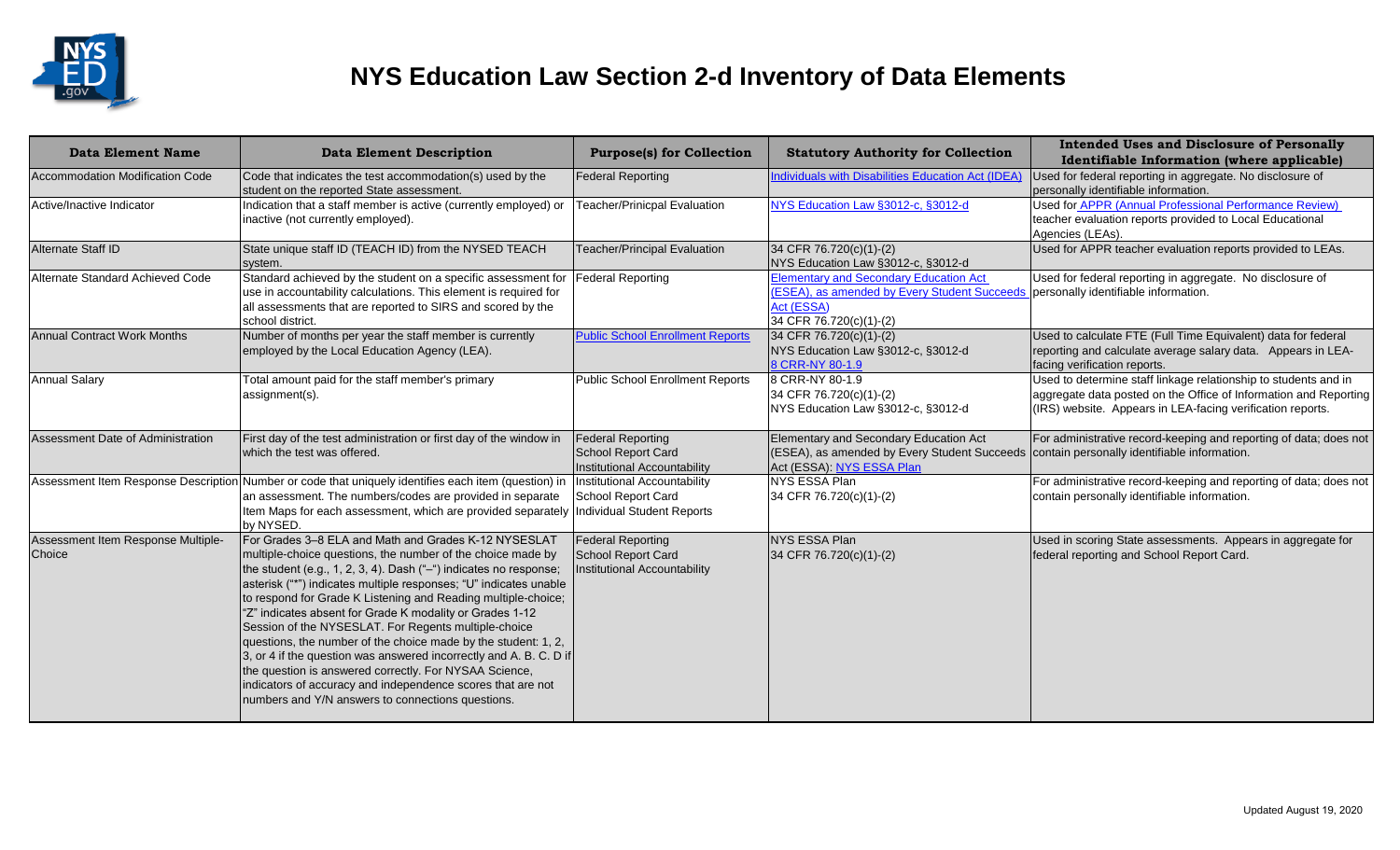# NYS Education Law Section 2-d Inventory of Data Elements

| Data Element Name | Data Element Description | Purpose(s) for Collection | Statutory Authority for Collection | Intended Uses and Disclosure of Personally Identifiable Information (where applicable) |
|---|---|---|---|---|
| Accommodation Modification Code | Code that indicates the test accommodation(s) used by the student on the reported State assessment. | Federal Reporting | Individuals with Disabilities Education Act (IDEA) | Used for federal reporting in aggregate. No disclosure of personally identifiable information. |
| Active/Inactive Indicator | Indication that a staff member is active (currently employed) or inactive (not currently employed). | Teacher/Prinicpal Evaluation | NYS Education Law §3012-c, §3012-d | Used for APPR (Annual Professional Performance Review) teacher evaluation reports provided to Local Educational Agencies (LEAs). |
| Alternate Staff ID | State unique staff ID (TEACH ID) from the NYSED TEACH system. | Teacher/Principal Evaluation | 34 CFR 76.720(c)(1)-(2)<br>NYS Education Law §3012-c, §3012-d | Used for APPR teacher evaluation reports provided to LEAs. |
| Alternate Standard Achieved Code | Standard achieved by the student on a specific assessment for use in accountability calculations. This element is required for all assessments that are reported to SIRS and scored by the school district. | Federal Reporting | Elementary and Secondary Education Act (ESEA), as amended by Every Student Succeeds Act (ESSA)<br>34 CFR 76.720(c)(1)-(2) | Used for federal reporting in aggregate. No disclosure of personally identifiable information. |
| Annual Contract Work Months | Number of months per year the staff member is currently employed by the Local Education Agency (LEA). | Public School Enrollment Reports | 34 CFR 76.720(c)(1)-(2)<br>NYS Education Law §3012-c, §3012-d<br>8 CRR-NY 80-1.9 | Used to calculate FTE (Full Time Equivalent) data for federal reporting and calculate average salary data. Appears in LEA-facing verification reports. |
| Annual Salary | Total amount paid for the staff member's primary assignment(s). | Public School Enrollment Reports | 8 CRR-NY 80-1.9<br>34 CFR 76.720(c)(1)-(2)<br>NYS Education Law §3012-c, §3012-d | Used to determine staff linkage relationship to students and in aggregate data posted on the Office of Information and Reporting (IRS) website. Appears in LEA-facing verification reports. |
| Assessment Date of Administration | First day of the test administration or first day of the window in which the test was offered. | Federal Reporting<br>School Report Card<br>Institutional Accountability | Elementary and Secondary Education Act (ESEA), as amended by Every Student Succeeds Act (ESSA): NYS ESSA Plan | For administrative record-keeping and reporting of data; does not contain personally identifiable information. |
| Assessment Item Response Description | Number or code that uniquely identifies each item (question) in an assessment. The numbers/codes are provided in separate Item Maps for each assessment, which are provided separately by NYSED. | Institutional Accountability<br>School Report Card<br>Individual Student Reports | NYS ESSA Plan<br>34 CFR 76.720(c)(1)-(2) | For administrative record-keeping and reporting of data; does not contain personally identifiable information. |
| Assessment Item Response Multiple-Choice | For Grades 3–8 ELA and Math and Grades K-12 NYSESLAT multiple-choice questions, the number of the choice made by the student (e.g., 1, 2, 3, 4). Dash ("–") indicates no response; asterisk ("*") indicates multiple responses; "U" indicates unable to respond for Grade K Listening and Reading multiple-choice; "Z" indicates absent for Grade K modality or Grades 1-12 Session of the NYSESLAT. For Regents multiple-choice questions, the number of the choice made by the student: 1, 2, 3, or 4 if the question was answered incorrectly and A. B. C. D if the question is answered correctly. For NYSAA Science, indicators of accuracy and independence scores that are not numbers and Y/N answers to connections questions. | Federal Reporting<br>School Report Card<br>Institutional Accountability | NYS ESSA Plan<br>34 CFR 76.720(c)(1)-(2) | Used in scoring State assessments. Appears in aggregate for federal reporting and School Report Card. |

Updated August 19, 2020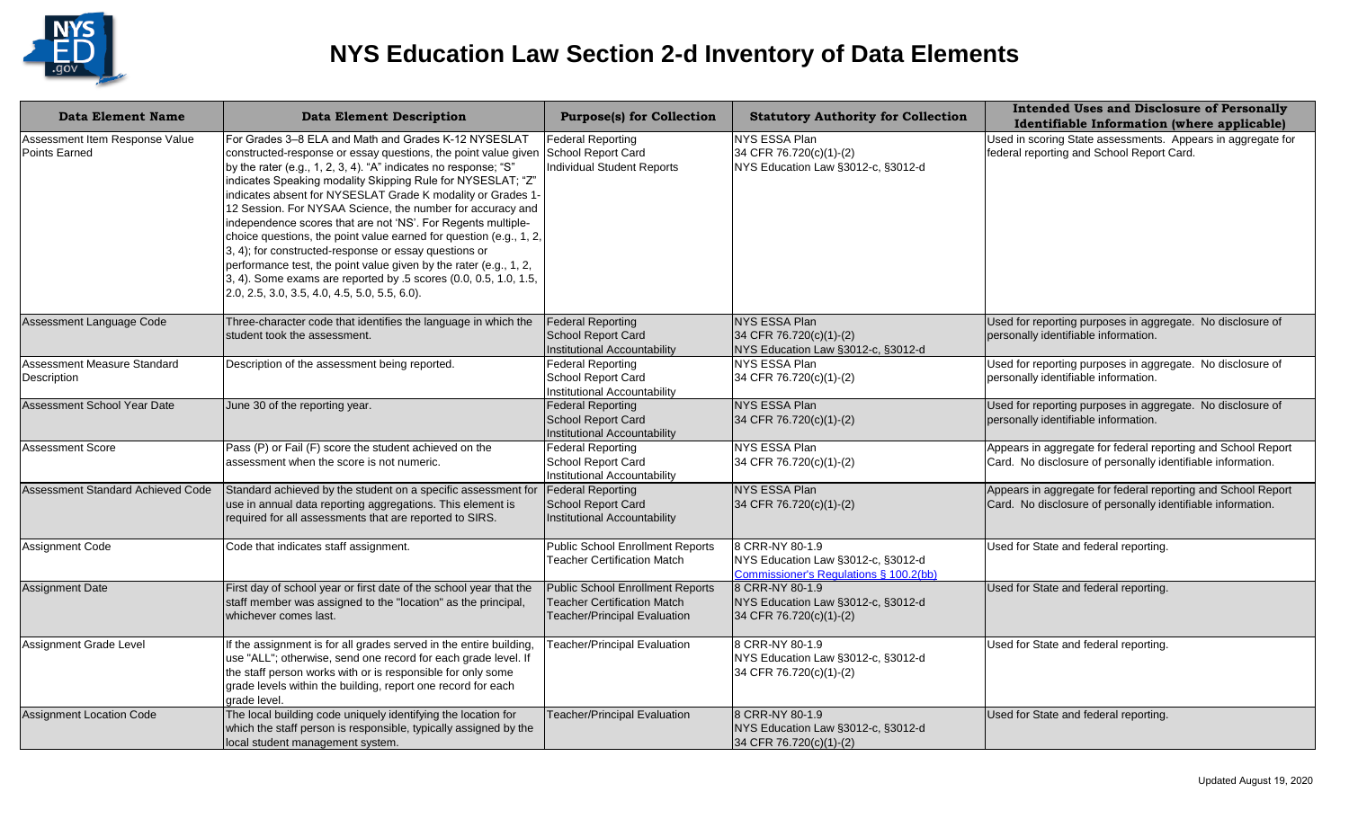# NYS Education Law Section 2-d Inventory of Data Elements

| Data Element Name | Data Element Description | Purpose(s) for Collection | Statutory Authority for Collection | Intended Uses and Disclosure of Personally Identifiable Information (where applicable) |
|---|---|---|---|---|
| Assessment Item Response Value Points Earned | For Grades 3–8 ELA and Math and Grades K-12 NYSESLAT constructed-response or essay questions, the point value given by the rater (e.g., 1, 2, 3, 4). "A" indicates no response; "S" indicates Speaking modality Skipping Rule for NYSESLAT; "Z" indicates absent for NYSESLAT Grade K modality or Grades 1-12 Session. For NYSAA Science, the number for accuracy and independence scores that are not 'NS'. For Regents multiple-choice questions, the point value earned for question (e.g., 1, 2, 3, 4); for constructed-response or essay questions or performance test, the point value given by the rater (e.g., 1, 2, 3, 4). Some exams are reported by .5 scores (0.0, 0.5, 1.0, 1.5, 2.0, 2.5, 3.0, 3.5, 4.0, 4.5, 5.0, 5.5, 6.0). | Federal Reporting<br>School Report Card<br>Individual Student Reports | NYS ESSA Plan<br>34 CFR 76.720(c)(1)-(2)<br>NYS Education Law §3012-c, §3012-d | Used in scoring State assessments. Appears in aggregate for federal reporting and School Report Card. |
| Assessment Language Code | Three-character code that identifies the language in which the student took the assessment. | Federal Reporting<br>School Report Card<br>Institutional Accountability | NYS ESSA Plan<br>34 CFR 76.720(c)(1)-(2)<br>NYS Education Law §3012-c, §3012-d | Used for reporting purposes in aggregate. No disclosure of personally identifiable information. |
| Assessment Measure Standard Description | Description of the assessment being reported. | Federal Reporting<br>School Report Card<br>Institutional Accountability | NYS ESSA Plan<br>34 CFR 76.720(c)(1)-(2) | Used for reporting purposes in aggregate. No disclosure of personally identifiable information. |
| Assessment School Year Date | June 30 of the reporting year. | Federal Reporting<br>School Report Card<br>Institutional Accountability | NYS ESSA Plan<br>34 CFR 76.720(c)(1)-(2) | Used for reporting purposes in aggregate. No disclosure of personally identifiable information. |
| Assessment Score | Pass (P) or Fail (F) score the student achieved on the assessment when the score is not numeric. | Federal Reporting<br>School Report Card<br>Institutional Accountability | NYS ESSA Plan<br>34 CFR 76.720(c)(1)-(2) | Appears in aggregate for federal reporting and School Report Card. No disclosure of personally identifiable information. |
| Assessment Standard Achieved Code | Standard achieved by the student on a specific assessment for use in annual data reporting aggregations. This element is required for all assessments that are reported to SIRS. | Federal Reporting<br>School Report Card<br>Institutional Accountability | NYS ESSA Plan<br>34 CFR 76.720(c)(1)-(2) | Appears in aggregate for federal reporting and School Report Card. No disclosure of personally identifiable information. |
| Assignment Code | Code that indicates staff assignment. | Public School Enrollment Reports<br>Teacher Certification Match | 8 CRR-NY 80-1.9<br>NYS Education Law §3012-c, §3012-d<br>Commissioner's Regulations § 100.2(bb) | Used for State and federal reporting. |
| Assignment Date | First day of school year or first date of the school year that the staff member was assigned to the "location" as the principal, whichever comes last. | Public School Enrollment Reports<br>Teacher Certification Match<br>Teacher/Principal Evaluation | 8 CRR-NY 80-1.9<br>NYS Education Law §3012-c, §3012-d<br>34 CFR 76.720(c)(1)-(2) | Used for State and federal reporting. |
| Assignment Grade Level | If the assignment is for all grades served in the entire building, use "ALL"; otherwise, send one record for each grade level. If the staff person works with or is responsible for only some grade levels within the building, report one record for each grade level. | Teacher/Principal Evaluation | 8 CRR-NY 80-1.9<br>NYS Education Law §3012-c, §3012-d<br>34 CFR 76.720(c)(1)-(2) | Used for State and federal reporting. |
| Assignment Location Code | The local building code uniquely identifying the location for which the staff person is responsible, typically assigned by the local student management system. | Teacher/Principal Evaluation | 8 CRR-NY 80-1.9<br>NYS Education Law §3012-c, §3012-d<br>34 CFR 76.720(c)(1)-(2) | Used for State and federal reporting. |

Updated August 19, 2020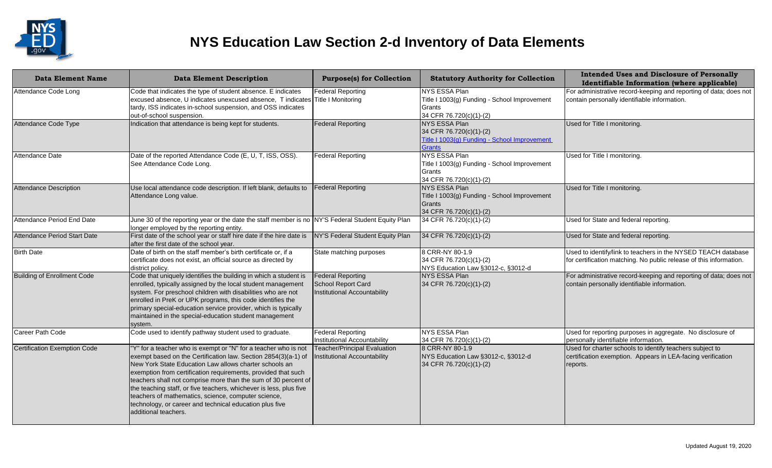# NYS Education Law Section 2-d Inventory of Data Elements

| Data Element Name | Data Element Description | Purpose(s) for Collection | Statutory Authority for Collection | Intended Uses and Disclosure of Personally Identifiable Information (where applicable) |
|---|---|---|---|---|
| Attendance Code Long | Code that indicates the type of student absence. E indicates excused absence, U indicates unexcused absence, T indicates tardy, ISS indicates in-school suspension, and OSS indicates out-of-school suspension. | Federal Reporting<br>Title I Monitoring | NYS ESSA Plan<br>Title I 1003(g) Funding - School Improvement Grants<br>34 CFR 76.720(c)(1)-(2) | For administrative record-keeping and reporting of data; does not contain personally identifiable information. |
| Attendance Code Type | Indication that attendance is being kept for students. | Federal Reporting | NYS ESSA Plan<br>34 CFR 76.720(c)(1)-(2)<br>Title I 1003(g) Funding - School Improvement Grants | Used for Title I monitoring. |
| Attendance Date | Date of the reported Attendance Code (E, U, T, ISS, OSS). See Attendance Code Long. | Federal Reporting | NYS ESSA Plan<br>Title I 1003(g) Funding - School Improvement Grants<br>34 CFR 76.720(c)(1)-(2) | Used for Title I monitoring. |
| Attendance Description | Use local attendance code description. If left blank, defaults to Attendance Long value. | Federal Reporting | NYS ESSA Plan<br>Title I 1003(g) Funding - School Improvement Grants<br>34 CFR 76.720(c)(1)-(2) | Used for Title I monitoring. |
| Attendance Period End Date | June 30 of the reporting year or the date the staff member is no longer employed by the reporting entity. | NY'S Federal Student Equity Plan | 34 CFR 76.720(c)(1)-(2) | Used for State and federal reporting. |
| Attendance Period Start Date | First date of the school year or staff hire date if the hire date is after the first date of the school year. | NY'S Federal Student Equity Plan | 34 CFR 76.720(c)(1)-(2) | Used for State and federal reporting. |
| Birth Date | Date of birth on the staff member's birth certificate or, if a certificate does not exist, an official source as directed by district policy. | State matching purposes | 8 CRR-NY 80-1.9<br>34 CFR 76.720(c)(1)-(2)<br>NYS Education Law §3012-c, §3012-d | Used to identify/link to teachers in the NYSED TEACH database for certification matching. No public release of this information. |
| Building of Enrollment Code | Code that uniquely identifies the building in which a student is enrolled, typically assigned by the local student management system. For preschool children with disabilities who are not enrolled in PreK or UPK programs, this code identifies the primary special-education service provider, which is typically maintained in the special-education student management system. | Federal Reporting<br>School Report Card<br>Institutional Accountability | NYS ESSA Plan<br>34 CFR 76.720(c)(1)-(2) | For administrative record-keeping and reporting of data; does not contain personally identifiable information. |
| Career Path Code | Code used to identify pathway student used to graduate. | Federal Reporting<br>Institutional Accountability | NYS ESSA Plan<br>34 CFR 76.720(c)(1)-(2) | Used for reporting purposes in aggregate. No disclosure of personally identifiable information. |
| Certification Exemption Code | "Y" for a teacher who is exempt or "N" for a teacher who is not exempt based on the Certification law. Section 2854(3)(a-1) of New York State Education Law allows charter schools an exemption from certification requirements, provided that such teachers shall not comprise more than the sum of 30 percent of the teaching staff, or five teachers, whichever is less, plus five teachers of mathematics, science, computer science, technology, or career and technical education plus five additional teachers. | Teacher/Principal Evaluation<br>Institutional Accountability | 8 CRR-NY 80-1.9<br>NYS Education Law §3012-c, §3012-d<br>34 CFR 76.720(c)(1)-(2) | Used for charter schools to identify teachers subject to certification exemption. Appears in LEA-facing verification reports. |

Updated August 19, 2020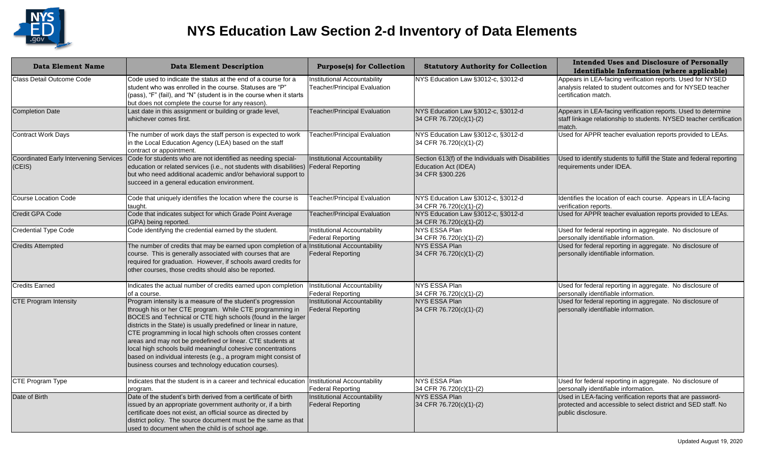# NYS Education Law Section 2-d Inventory of Data Elements

| Data Element Name | Data Element Description | Purpose(s) for Collection | Statutory Authority for Collection | Intended Uses and Disclosure of Personally Identifiable Information (where applicable) |
|---|---|---|---|---|
| Class Detail Outcome Code | Code used to indicate the status at the end of a course for a student who was enrolled in the course. Statuses are "P" (pass), "F" (fail), and "N" (student is in the course when it starts but does not complete the course for any reason). | Institutional Accountability<br>Teacher/Principal Evaluation | NYS Education Law §3012-c, §3012-d | Appears in LEA-facing verification reports. Used for NYSED analysis related to student outcomes and for NYSED teacher certification match. |
| Completion Date | Last date in this assignment or building or grade level, whichever comes first. | Teacher/Principal Evaluation | NYS Education Law §3012-c, §3012-d<br>34 CFR 76.720(c)(1)-(2) | Appears in LEA-facing verification reports. Used to determine staff linkage relationship to students. NYSED teacher certification match. |
| Contract Work Days | The number of work days the staff person is expected to work in the Local Education Agency (LEA) based on the staff contract or appointment. | Teacher/Principal Evaluation | NYS Education Law §3012-c, §3012-d<br>34 CFR 76.720(c)(1)-(2) | Used for APPR teacher evaluation reports provided to LEAs. |
| Coordinated Early Intervening Services (CEIS) | Code for students who are not identified as needing special-education or related services (i.e., not students with disabilities) but who need additional academic and/or behavioral support to succeed in a general education environment. | Institutional Accountability<br>Federal Reporting | Section 613(f) of the Individuals with Disabilities Education Act (IDEA)<br>34 CFR §300.226 | Used to identify students to fulfill the State and federal reporting requirements under IDEA. |
| Course Location Code | Code that uniquely identifies the location where the course is taught. | Teacher/Principal Evaluation | NYS Education Law §3012-c, §3012-d<br>34 CFR 76.720(c)(1)-(2) | Identifies the location of each course. Appears in LEA-facing verification reports. |
| Credit GPA Code | Code that indicates subject for which Grade Point Average (GPA) being reported. | Teacher/Principal Evaluation | NYS Education Law §3012-c, §3012-d<br>34 CFR 76.720(c)(1)-(2) | Used for APPR teacher evaluation reports provided to LEAs. |
| Credential Type Code | Code identifying the credential earned by the student. | Institutional Accountability<br>Federal Reporting | NYS ESSA Plan<br>34 CFR 76.720(c)(1)-(2) | Used for federal reporting in aggregate. No disclosure of personally identifiable information. |
| Credits Attempted | The number of credits that may be earned upon completion of a course. This is generally associated with courses that are required for graduation. However, if schools award credits for other courses, those credits should also be reported. | Institutional Accountability<br>Federal Reporting | NYS ESSA Plan<br>34 CFR 76.720(c)(1)-(2) | Used for federal reporting in aggregate. No disclosure of personally identifiable information. |
| Credits Earned | Indicates the actual number of credits earned upon completion of a course. | Institutional Accountability<br>Federal Reporting | NYS ESSA Plan<br>34 CFR 76.720(c)(1)-(2) | Used for federal reporting in aggregate. No disclosure of personally identifiable information. |
| CTE Program Intensity | Program intensity is a measure of the student's progression through his or her CTE program. While CTE programming in BOCES and Technical or CTE high schools (found in the larger districts in the State) is usually predefined or linear in nature, CTE programming in local high schools often crosses content areas and may not be predefined or linear. CTE students at local high schools build meaningful cohesive concentrations based on individual interests (e.g., a program might consist of business courses and technology education courses). | Institutional Accountability<br>Federal Reporting | NYS ESSA Plan<br>34 CFR 76.720(c)(1)-(2) | Used for federal reporting in aggregate. No disclosure of personally identifiable information. |
| CTE Program Type | Indicates that the student is in a career and technical education program. | Institutional Accountability<br>Federal Reporting | NYS ESSA Plan<br>34 CFR 76.720(c)(1)-(2) | Used for federal reporting in aggregate. No disclosure of personally identifiable information. |
| Date of Birth | Date of the student's birth derived from a certificate of birth issued by an appropriate government authority or, if a birth certificate does not exist, an official source as directed by district policy. The source document must be the same as that used to document when the child is of school age. | Institutional Accountability<br>Federal Reporting | NYS ESSA Plan<br>34 CFR 76.720(c)(1)-(2) | Used in LEA-facing verification reports that are password-protected and accessible to select district and SED staff. No public disclosure. |

Updated August 19, 2020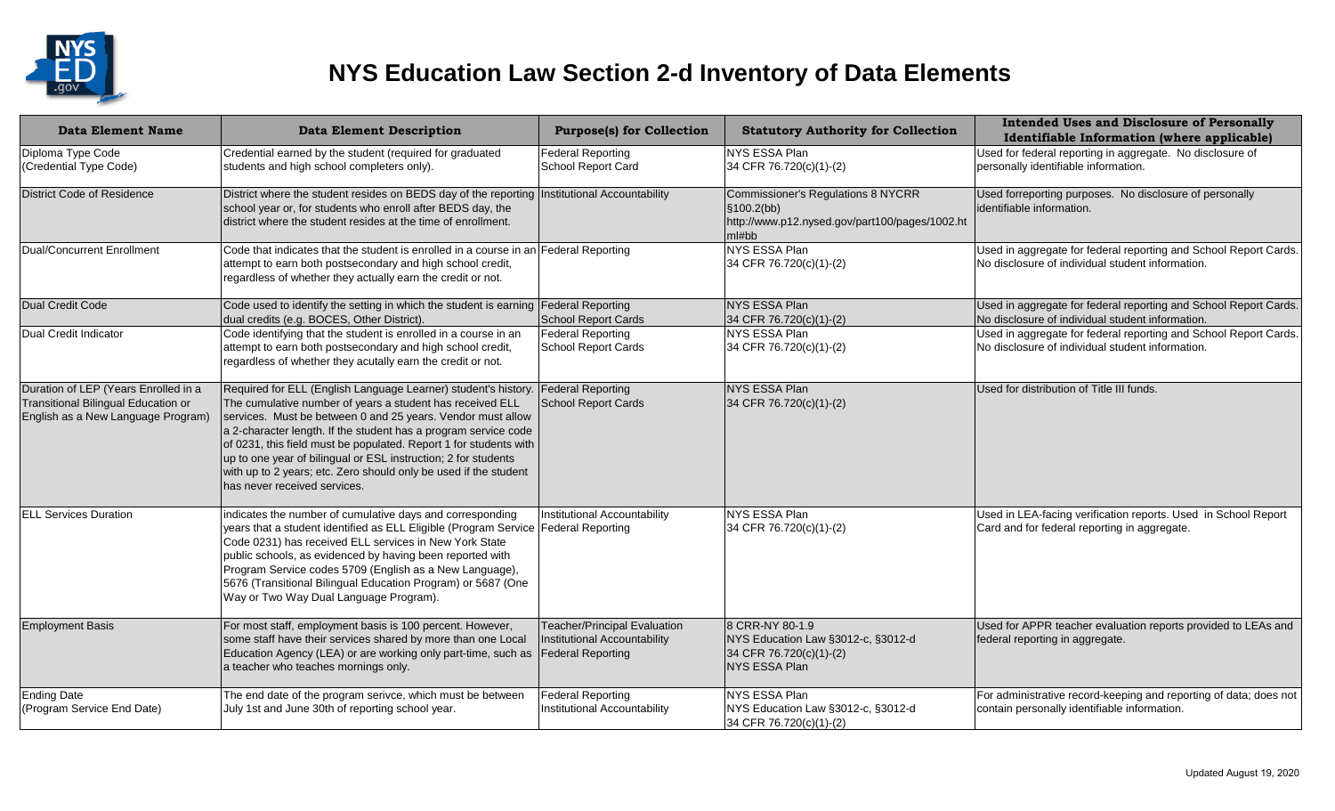# NYS Education Law Section 2-d Inventory of Data Elements

| Data Element Name | Data Element Description | Purpose(s) for Collection | Statutory Authority for Collection | Intended Uses and Disclosure of Personally Identifiable Information (where applicable) |
|---|---|---|---|---|
| Diploma Type Code (Credential Type Code) | Credential earned by the student (required for graduated students and high school completers only). | Federal Reporting<br>School Report Card | NYS ESSA Plan<br>34 CFR 76.720(c)(1)-(2) | Used for federal reporting in aggregate. No disclosure of personally identifiable information. |
| District Code of Residence | District where the student resides on BEDS day of the reporting school year or, for students who enroll after BEDS day, the district where the student resides at the time of enrollment. | Institutional Accountability | Commissioner's Regulations 8 NYCRR §100.2(bb)<br>http://www.p12.nysed.gov/part100/pages/1002.html#bb | Used forreporting purposes. No disclosure of personally identifiable information. |
| Dual/Concurrent Enrollment | Code that indicates that the student is enrolled in a course in an attempt to earn both postsecondary and high school credit, regardless of whether they actually earn the credit or not. | Federal Reporting | NYS ESSA Plan<br>34 CFR 76.720(c)(1)-(2) | Used in aggregate for federal reporting and School Report Cards. No disclosure of individual student information. |
| Dual Credit Code | Code used to identify the setting in which the student is earning dual credits (e.g. BOCES, Other District). | Federal Reporting<br>School Report Cards | NYS ESSA Plan<br>34 CFR 76.720(c)(1)-(2) | Used in aggregate for federal reporting and School Report Cards. No disclosure of individual student information. |
| Dual Credit Indicator | Code identifying that the student is enrolled in a course in an attempt to earn both postsecondary and high school credit, regardless of whether they acutally earn the credit or not. | Federal Reporting<br>School Report Cards | NYS ESSA Plan<br>34 CFR 76.720(c)(1)-(2) | Used in aggregate for federal reporting and School Report Cards. No disclosure of individual student information. |
| Duration of LEP (Years Enrolled in a Transitional Bilingual Education or English as a New Language Program) | Required for ELL (English Language Learner) student's history. The cumulative number of years a student has received ELL services. Must be between 0 and 25 years. Vendor must allow a 2-character length. If the student has a program service code of 0231, this field must be populated. Report 1 for students with up to one year of bilingual or ESL instruction; 2 for students with up to 2 years; etc. Zero should only be used if the student has never received services. | Federal Reporting<br>School Report Cards | NYS ESSA Plan<br>34 CFR 76.720(c)(1)-(2) | Used for distribution of Title III funds. |
| ELL Services Duration | indicates the number of cumulative days and corresponding years that a student identified as ELL Eligible (Program Service Code 0231) has received ELL services in New York State public schools, as evidenced by having been reported with Program Service codes 5709 (English as a New Language), 5676 (Transitional Bilingual Education Program) or 5687 (One Way or Two Way Dual Language Program). | Institutional Accountability<br>Federal Reporting | NYS ESSA Plan<br>34 CFR 76.720(c)(1)-(2) | Used in LEA-facing verification reports. Used in School Report Card and for federal reporting in aggregate. |
| Employment Basis | For most staff, employment basis is 100 percent. However, some staff have their services shared by more than one Local Education Agency (LEA) or are working only part-time, such as a teacher who teaches mornings only. | Teacher/Principal Evaluation<br>Institutional Accountability<br>Federal Reporting | 8 CRR-NY 80-1.9<br>NYS Education Law §3012-c, §3012-d<br>34 CFR 76.720(c)(1)-(2)<br>NYS ESSA Plan | Used for APPR teacher evaluation reports provided to LEAs and federal reporting in aggregate. |
| Ending Date (Program Service End Date) | The end date of the program serivce, which must be between July 1st and June 30th of reporting school year. | Federal Reporting<br>Institutional Accountability | NYS ESSA Plan<br>NYS Education Law §3012-c, §3012-d<br>34 CFR 76.720(c)(1)-(2) | For administrative record-keeping and reporting of data; does not contain personally identifiable information. |

Updated August 19, 2020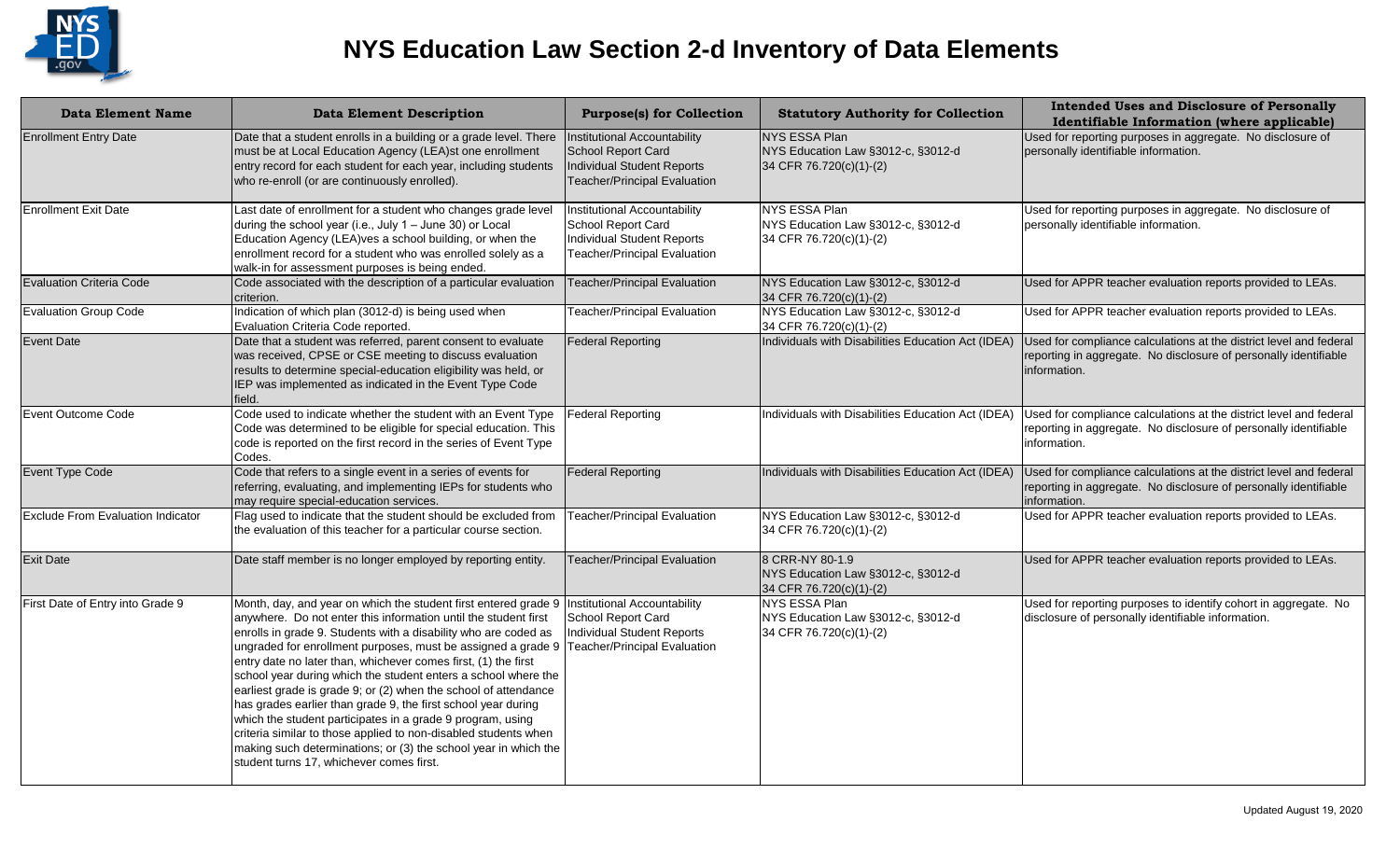# NYS Education Law Section 2-d Inventory of Data Elements

| Data Element Name | Data Element Description | Purpose(s) for Collection | Statutory Authority for Collection | Intended Uses and Disclosure of Personally Identifiable Information (where applicable) |
|---|---|---|---|---|
| Enrollment Entry Date | Date that a student enrolls in a building or a grade level. There must be at Local Education Agency (LEA)st one enrollment entry record for each student for each year, including students who re-enroll (or are continuously enrolled). | Institutional Accountability<br>School Report Card<br>Individual Student Reports<br>Teacher/Principal Evaluation | NYS ESSA Plan<br>NYS Education Law §3012-c, §3012-d<br>34 CFR 76.720(c)(1)-(2) | Used for reporting purposes in aggregate. No disclosure of personally identifiable information. |
| Enrollment Exit Date | Last date of enrollment for a student who changes grade level during the school year (i.e., July 1 – June 30) or Local Education Agency (LEA)ves a school building, or when the enrollment record for a student who was enrolled solely as a walk-in for assessment purposes is being ended. | Institutional Accountability<br>School Report Card<br>Individual Student Reports<br>Teacher/Principal Evaluation | NYS ESSA Plan<br>NYS Education Law §3012-c, §3012-d<br>34 CFR 76.720(c)(1)-(2) | Used for reporting purposes in aggregate. No disclosure of personally identifiable information. |
| Evaluation Criteria Code | Code associated with the description of a particular evaluation criterion. | Teacher/Principal Evaluation | NYS Education Law §3012-c, §3012-d<br>34 CFR 76.720(c)(1)-(2) | Used for APPR teacher evaluation reports provided to LEAs. |
| Evaluation Group Code | Indication of which plan (3012-d) is being used when Evaluation Criteria Code reported. | Teacher/Principal Evaluation | NYS Education Law §3012-c, §3012-d<br>34 CFR 76.720(c)(1)-(2) | Used for APPR teacher evaluation reports provided to LEAs. |
| Event Date | Date that a student was referred, parent consent to evaluate was received, CPSE or CSE meeting to discuss evaluation results to determine special-education eligibility was held, or IEP was implemented as indicated in the Event Type Code field. | Federal Reporting | Individuals with Disabilities Education Act (IDEA) | Used for compliance calculations at the district level and federal reporting in aggregate. No disclosure of personally identifiable information. |
| Event Outcome Code | Code used to indicate whether the student with an Event Type Code was determined to be eligible for special education. This code is reported on the first record in the series of Event Type Codes. | Federal Reporting | Individuals with Disabilities Education Act (IDEA) | Used for compliance calculations at the district level and federal reporting in aggregate. No disclosure of personally identifiable information. |
| Event Type Code | Code that refers to a single event in a series of events for referring, evaluating, and implementing IEPs for students who may require special-education services. | Federal Reporting | Individuals with Disabilities Education Act (IDEA) | Used for compliance calculations at the district level and federal reporting in aggregate. No disclosure of personally identifiable information. |
| Exclude From Evaluation Indicator | Flag used to indicate that the student should be excluded from the evaluation of this teacher for a particular course section. | Teacher/Principal Evaluation | NYS Education Law §3012-c, §3012-d<br>34 CFR 76.720(c)(1)-(2) | Used for APPR teacher evaluation reports provided to LEAs. |
| Exit Date | Date staff member is no longer employed by reporting entity. | Teacher/Principal Evaluation | 8 CRR-NY 80-1.9<br>NYS Education Law §3012-c, §3012-d<br>34 CFR 76.720(c)(1)-(2) | Used for APPR teacher evaluation reports provided to LEAs. |
| First Date of Entry into Grade 9 | Month, day, and year on which the student first entered grade 9 anywhere. Do not enter this information until the student first enrolls in grade 9. Students with a disability who are coded as ungraded for enrollment purposes, but must be assigned a grade 9 entry date no later than, whichever comes first, (1) the first school year during which the student enters a school where the earliest grade is grade 9; or (2) when the school of attendance has grades earlier than grade 9, the first school year during which the student participates in a grade 9 program, using criteria similar to those applied to non-disabled students when making such determinations; or (3) the school year in which the student turns 17, whichever comes first. | Institutional Accountability<br>School Report Card<br>Individual Student Reports<br>Teacher/Principal Evaluation | NYS ESSA Plan<br>NYS Education Law §3012-c, §3012-d<br>34 CFR 76.720(c)(1)-(2) | Used for reporting purposes to identify cohort in aggregate. No disclosure of personally identifiable information. |

Updated August 19, 2020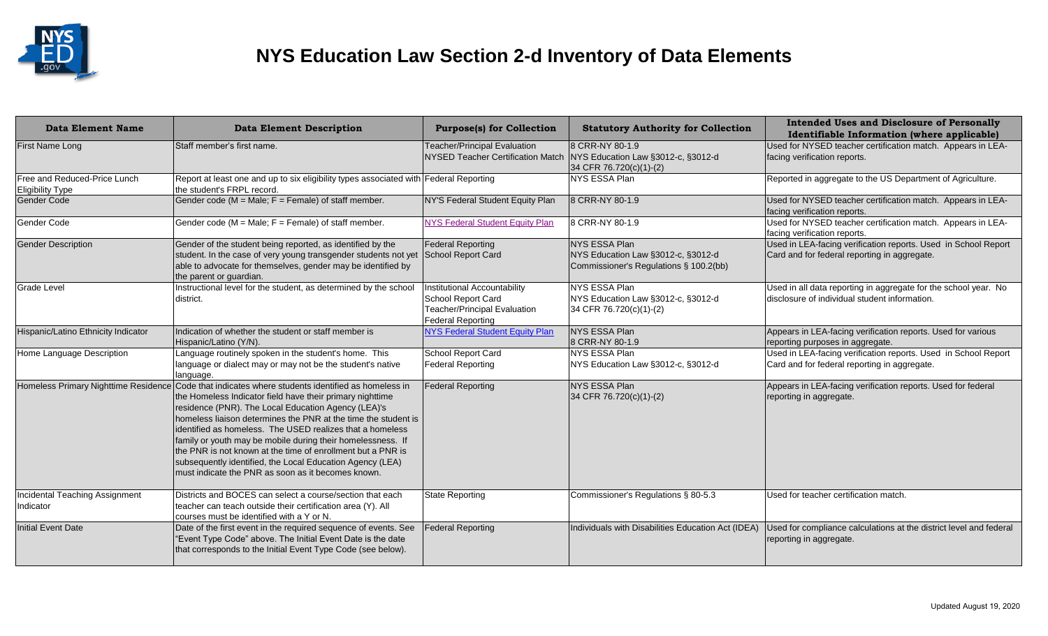# NYS Education Law Section 2-d Inventory of Data Elements

| Data Element Name | Data Element Description | Purpose(s) for Collection | Statutory Authority for Collection | Intended Uses and Disclosure of Personally Identifiable Information (where applicable) |
|---|---|---|---|---|
| First Name Long | Staff member's first name. | Teacher/Principal Evaluation<br>NYSED Teacher Certification Match | 8 CRR-NY 80-1.9<br>NYS Education Law §3012-c, §3012-d<br>34 CFR 76.720(c)(1)-(2) | Used for NYSED teacher certification match. Appears in LEA-facing verification reports. |
| Free and Reduced-Price Lunch Eligibility Type | Report at least one and up to six eligibility types associated with the student's FRPL record. | Federal Reporting | NYS ESSA Plan | Reported in aggregate to the US Department of Agriculture. |
| Gender Code | Gender code (M = Male; F = Female) of staff member. | NY'S Federal Student Equity Plan | 8 CRR-NY 80-1.9 | Used for NYSED teacher certification match. Appears in LEA-facing verification reports. |
| Gender Code | Gender code (M = Male; F = Female) of staff member. | NYS Federal Student Equity Plan | 8 CRR-NY 80-1.9 | Used for NYSED teacher certification match. Appears in LEA-facing verification reports. |
| Gender Description | Gender of the student being reported, as identified by the student. In the case of very young transgender students not yet able to advocate for themselves, gender may be identified by the parent or guardian. | Federal Reporting<br>School Report Card | NYS ESSA Plan<br>NYS Education Law §3012-c, §3012-d<br>Commissioner's Regulations § 100.2(bb) | Used in LEA-facing verification reports. Used in School Report Card and for federal reporting in aggregate. |
| Grade Level | Instructional level for the student, as determined by the school district. | Institutional Accountability<br>School Report Card<br>Teacher/Principal Evaluation<br>Federal Reporting | NYS ESSA Plan<br>NYS Education Law §3012-c, §3012-d<br>34 CFR 76.720(c)(1)-(2) | Used in all data reporting in aggregate for the school year. No disclosure of individual student information. |
| Hispanic/Latino Ethnicity Indicator | Indication of whether the student or staff member is Hispanic/Latino (Y/N). | NYS Federal Student Equity Plan | NYS ESSA Plan<br>8 CRR-NY 80-1.9 | Appears in LEA-facing verification reports. Used for various reporting purposes in aggregate. |
| Home Language Description | Language routinely spoken in the student's home. This language or dialect may or may not be the student's native language. | School Report Card<br>Federal Reporting | NYS ESSA Plan<br>NYS Education Law §3012-c, §3012-d | Used in LEA-facing verification reports. Used in School Report Card and for federal reporting in aggregate. |
| Homeless Primary Nighttime Residence | Code that indicates where students identified as homeless in the Homeless Indicator field have their primary nighttime residence (PNR). The Local Education Agency (LEA)'s homeless liaison determines the PNR at the time the student is identified as homeless. The USED realizes that a homeless family or youth may be mobile during their homelessness. If the PNR is not known at the time of enrollment but a PNR is subsequently identified, the Local Education Agency (LEA) must indicate the PNR as soon as it becomes known. | Federal Reporting | NYS ESSA Plan<br>34 CFR 76.720(c)(1)-(2) | Appears in LEA-facing verification reports. Used for federal reporting in aggregate. |
| Incidental Teaching Assignment Indicator | Districts and BOCES can select a course/section that each teacher can teach outside their certification area (Y). All courses must be identified with a Y or N. | State Reporting | Commissioner's Regulations § 80-5.3 | Used for teacher certification match. |
| Initial Event Date | Date of the first event in the required sequence of events. See "Event Type Code" above. The Initial Event Date is the date that corresponds to the Initial Event Type Code (see below). | Federal Reporting | Individuals with Disabilities Education Act (IDEA) | Used for compliance calculations at the district level and federal reporting in aggregate. |

Updated August 19, 2020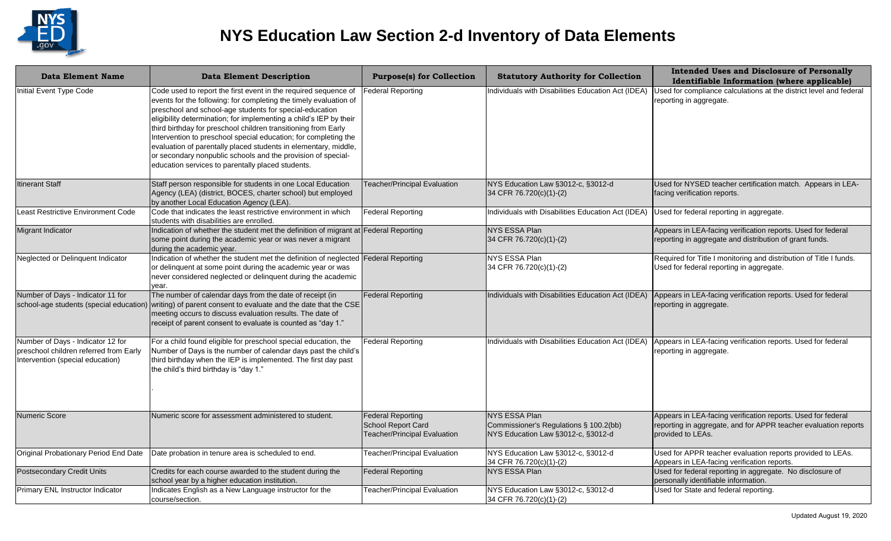# NYS Education Law Section 2-d Inventory of Data Elements

| Data Element Name | Data Element Description | Purpose(s) for Collection | Statutory Authority for Collection | Intended Uses and Disclosure of Personally Identifiable Information (where applicable) |
|---|---|---|---|---|
| Initial Event Type Code | Code used to report the first event in the required sequence of events for the following: for completing the timely evaluation of preschool and school-age students for special-education eligibility determination; for implementing a child's IEP by their third birthday for preschool children transitioning from Early Intervention to preschool special education; for completing the evaluation of parentally placed students in elementary, middle, or secondary nonpublic schools and the provision of special-education services to parentally placed students. | Federal Reporting | Individuals with Disabilities Education Act (IDEA) | Used for compliance calculations at the district level and federal reporting in aggregate. |
| Itinerant Staff | Staff person responsible for students in one Local Education Agency (LEA) (district, BOCES, charter school) but employed by another Local Education Agency (LEA). | Teacher/Principal Evaluation | NYS Education Law §3012-c, §3012-d<br>34 CFR 76.720(c)(1)-(2) | Used for NYSED teacher certification match. Appears in LEA-facing verification reports. |
| Least Restrictive Environment Code | Code that indicates the least restrictive environment in which students with disabilities are enrolled. | Federal Reporting | Individuals with Disabilities Education Act (IDEA) | Used for federal reporting in aggregate. |
| Migrant Indicator | Indication of whether the student met the definition of migrant at some point during the academic year or was never a migrant during the academic year. | Federal Reporting | NYS ESSA Plan<br>34 CFR 76.720(c)(1)-(2) | Appears in LEA-facing verification reports. Used for federal reporting in aggregate and distribution of grant funds. |
| Neglected or Delinquent Indicator | Indication of whether the student met the definition of neglected or delinquent at some point during the academic year or was never considered neglected or delinquent during the academic year. | Federal Reporting | NYS ESSA Plan<br>34 CFR 76.720(c)(1)-(2) | Required for Title I monitoring and distribution of Title I funds. Used for federal reporting in aggregate. |
| Number of Days - Indicator 11 for school-age students (special education) | The number of calendar days from the date of receipt (in writing) of parent consent to evaluate and the date that the CSE meeting occurs to discuss evaluation results. The date of receipt of parent consent to evaluate is counted as "day 1." | Federal Reporting | Individuals with Disabilities Education Act (IDEA) | Appears in LEA-facing verification reports. Used for federal reporting in aggregate. |
| Number of Days - Indicator 12 for preschool children referred from Early Intervention (special education) | For a child found eligible for preschool special education, the Number of Days is the number of calendar days past the child's third birthday when the IEP is implemented. The first day past the child's third birthday is "day 1."<br>. | Federal Reporting | Individuals with Disabilities Education Act (IDEA) | Appears in LEA-facing verification reports. Used for federal reporting in aggregate. |
| Numeric Score | Numeric score for assessment administered to student. | Federal Reporting<br>School Report Card<br>Teacher/Principal Evaluation | NYS ESSA Plan<br>Commissioner's Regulations § 100.2(bb)<br>NYS Education Law §3012-c, §3012-d | Appears in LEA-facing verification reports. Used for federal reporting in aggregate, and for APPR teacher evaluation reports provided to LEAs. |
| Original Probationary Period End Date | Date probation in tenure area is scheduled to end. | Teacher/Principal Evaluation | NYS Education Law §3012-c, §3012-d<br>34 CFR 76.720(c)(1)-(2) | Used for APPR teacher evaluation reports provided to LEAs. Appears in LEA-facing verification reports. |
| Postsecondary Credit Units | Credits for each course awarded to the student during the school year by a higher education institution. | Federal Reporting | NYS ESSA Plan | Used for federal reporting in aggregate. No disclosure of personally identifiable information. |
| Primary ENL Instructor Indicator | Indicates English as a New Language instructor for the course/section. | Teacher/Principal Evaluation | NYS Education Law §3012-c, §3012-d<br>34 CFR 76.720(c)(1)-(2) | Used for State and federal reporting. |

Updated August 19, 2020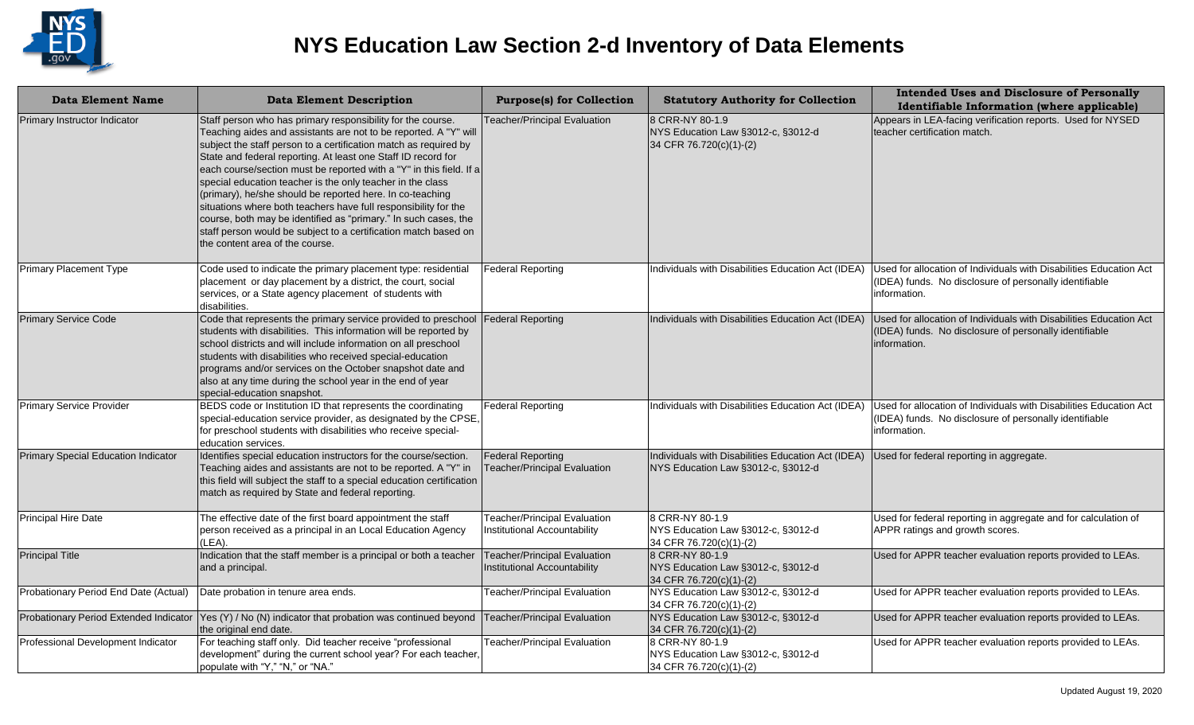# NYS Education Law Section 2-d Inventory of Data Elements

| Data Element Name | Data Element Description | Purpose(s) for Collection | Statutory Authority for Collection | Intended Uses and Disclosure of Personally Identifiable Information (where applicable) |
|---|---|---|---|---|
| Primary Instructor Indicator | Staff person who has primary responsibility for the course. Teaching aides and assistants are not to be reported. A "Y" will subject the staff person to a certification match as required by State and federal reporting. At least one Staff ID record for each course/section must be reported with a "Y" in this field. If a special education teacher is the only teacher in the class (primary), he/she should be reported here. In co-teaching situations where both teachers have full responsibility for the course, both may be identified as "primary." In such cases, the staff person would be subject to a certification match based on the content area of the course. | Teacher/Principal Evaluation | 8 CRR-NY 80-1.9<br>NYS Education Law §3012-c, §3012-d<br>34 CFR 76.720(c)(1)-(2) | Appears in LEA-facing verification reports. Used for NYSED teacher certification match. |
| Primary Placement Type | Code used to indicate the primary placement type: residential placement or day placement by a district, the court, social services, or a State agency placement of students with disabilities. | Federal Reporting | Individuals with Disabilities Education Act (IDEA) | Used for allocation of Individuals with Disabilities Education Act (IDEA) funds. No disclosure of personally identifiable information. |
| Primary Service Code | Code that represents the primary service provided to preschool students with disabilities. This information will be reported by school districts and will include information on all preschool students with disabilities who received special-education programs and/or services on the October snapshot date and also at any time during the school year in the end of year special-education snapshot. | Federal Reporting | Individuals with Disabilities Education Act (IDEA) | Used for allocation of Individuals with Disabilities Education Act (IDEA) funds. No disclosure of personally identifiable information. |
| Primary Service Provider | BEDS code or Institution ID that represents the coordinating special-education service provider, as designated by the CPSE, for preschool students with disabilities who receive special-education services. | Federal Reporting | Individuals with Disabilities Education Act (IDEA) | Used for allocation of Individuals with Disabilities Education Act (IDEA) funds. No disclosure of personally identifiable information. |
| Primary Special Education Indicator | Identifies special education instructors for the course/section. Teaching aides and assistants are not to be reported. A "Y" in this field will subject the staff to a special education certification match as required by State and federal reporting. | Federal Reporting<br>Teacher/Principal Evaluation | Individuals with Disabilities Education Act (IDEA)<br>NYS Education Law §3012-c, §3012-d | Used for federal reporting in aggregate. |
| Principal Hire Date | The effective date of the first board appointment the staff person received as a principal in an Local Education Agency (LEA). | Teacher/Principal Evaluation<br>Institutional Accountability | 8 CRR-NY 80-1.9<br>NYS Education Law §3012-c, §3012-d<br>34 CFR 76.720(c)(1)-(2) | Used for federal reporting in aggregate and for calculation of APPR ratings and growth scores. |
| Principal Title | Indication that the staff member is a principal or both a teacher and a principal. | Teacher/Principal Evaluation<br>Institutional Accountability | 8 CRR-NY 80-1.9<br>NYS Education Law §3012-c, §3012-d<br>34 CFR 76.720(c)(1)-(2) | Used for APPR teacher evaluation reports provided to LEAs. |
| Probationary Period End Date (Actual) | Date probation in tenure area ends. | Teacher/Principal Evaluation | NYS Education Law §3012-c, §3012-d<br>34 CFR 76.720(c)(1)-(2) | Used for APPR teacher evaluation reports provided to LEAs. |
| Probationary Period Extended Indicator | Yes (Y) / No (N) indicator that probation was continued beyond the original end date. | Teacher/Principal Evaluation | NYS Education Law §3012-c, §3012-d<br>34 CFR 76.720(c)(1)-(2) | Used for APPR teacher evaluation reports provided to LEAs. |
| Professional Development Indicator | For teaching staff only. Did teacher receive "professional development" during the current school year? For each teacher, populate with "Y," "N," or "NA." | Teacher/Principal Evaluation | 8 CRR-NY 80-1.9<br>NYS Education Law §3012-c, §3012-d<br>34 CFR 76.720(c)(1)-(2) | Used for APPR teacher evaluation reports provided to LEAs. |

Updated August 19, 2020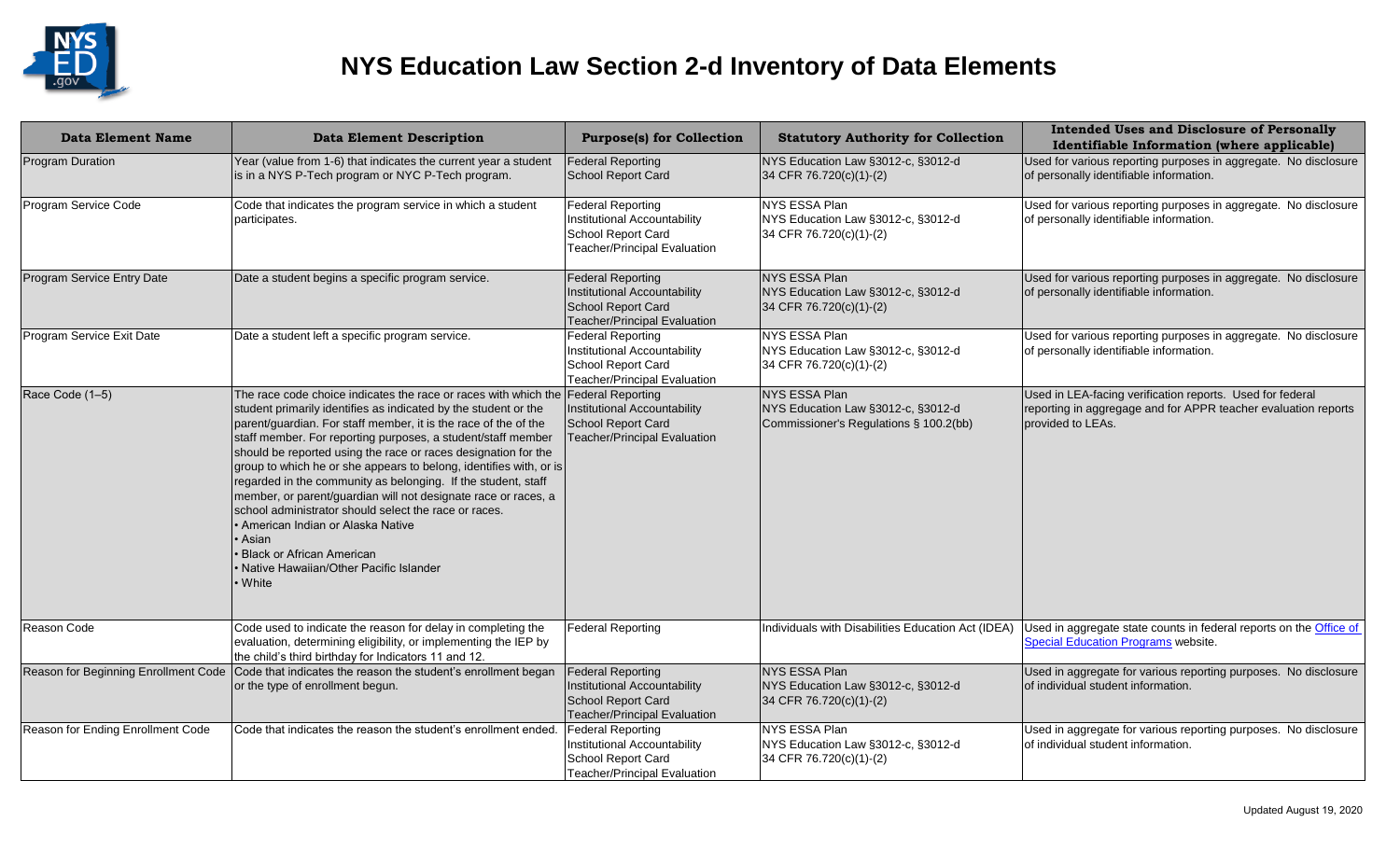# NYS Education Law Section 2-d Inventory of Data Elements

| Data Element Name | Data Element Description | Purpose(s) for Collection | Statutory Authority for Collection | Intended Uses and Disclosure of Personally Identifiable Information (where applicable) |
|---|---|---|---|---|
| Program Duration | Year (value from 1-6) that indicates the current year a student is in a NYS P-Tech program or NYC P-Tech program. | Federal Reporting<br>School Report Card | NYS Education Law §3012-c, §3012-d<br>34 CFR 76.720(c)(1)-(2) | Used for various reporting purposes in aggregate. No disclosure of personally identifiable information. |
| Program Service Code | Code that indicates the program service in which a student participates. | Federal Reporting<br>Institutional Accountability<br>School Report Card<br>Teacher/Principal Evaluation | NYS ESSA Plan<br>NYS Education Law §3012-c, §3012-d<br>34 CFR 76.720(c)(1)-(2) | Used for various reporting purposes in aggregate. No disclosure of personally identifiable information. |
| Program Service Entry Date | Date a student begins a specific program service. | Federal Reporting<br>Institutional Accountability<br>School Report Card<br>Teacher/Principal Evaluation | NYS ESSA Plan<br>NYS Education Law §3012-c, §3012-d<br>34 CFR 76.720(c)(1)-(2) | Used for various reporting purposes in aggregate. No disclosure of personally identifiable information. |
| Program Service Exit Date | Date a student left a specific program service. | Federal Reporting<br>Institutional Accountability<br>School Report Card<br>Teacher/Principal Evaluation | NYS ESSA Plan<br>NYS Education Law §3012-c, §3012-d<br>34 CFR 76.720(c)(1)-(2) | Used for various reporting purposes in aggregate. No disclosure of personally identifiable information. |
| Race Code (1–5) | The race code choice indicates the race or races with which the student primarily identifies as indicated by the student or the parent/guardian. For staff member, it is the race of the of the staff member. For reporting purposes, a student/staff member should be reported using the race or races designation for the group to which he or she appears to belong, identifies with, or is regarded in the community as belonging. If the student, staff member, or parent/guardian will not designate race or races, a school administrator should select the race or races.<br>• American Indian or Alaska Native<br>• Asian<br>• Black or African American<br>• Native Hawaiian/Other Pacific Islander<br>• White | Federal Reporting<br>Institutional Accountability<br>School Report Card<br>Teacher/Principal Evaluation | NYS ESSA Plan<br>NYS Education Law §3012-c, §3012-d<br>Commissioner's Regulations § 100.2(bb) | Used in LEA-facing verification reports. Used for federal reporting in aggregage and for APPR teacher evaluation reports provided to LEAs. |
| Reason Code | Code used to indicate the reason for delay in completing the evaluation, determining eligibility, or implementing the IEP by the child's third birthday for Indicators 11 and 12. | Federal Reporting | Individuals with Disabilities Education Act (IDEA) | Used in aggregate state counts in federal reports on the Office of Special Education Programs website. |
| Reason for Beginning Enrollment Code | Code that indicates the reason the student's enrollment began or the type of enrollment begun. | Federal Reporting<br>Institutional Accountability<br>School Report Card<br>Teacher/Principal Evaluation | NYS ESSA Plan<br>NYS Education Law §3012-c, §3012-d<br>34 CFR 76.720(c)(1)-(2) | Used in aggregate for various reporting purposes. No disclosure of individual student information. |
| Reason for Ending Enrollment Code | Code that indicates the reason the student's enrollment ended. | Federal Reporting<br>Institutional Accountability<br>School Report Card<br>Teacher/Principal Evaluation | NYS ESSA Plan<br>NYS Education Law §3012-c, §3012-d<br>34 CFR 76.720(c)(1)-(2) | Used in aggregate for various reporting purposes. No disclosure of individual student information. |

Updated August 19, 2020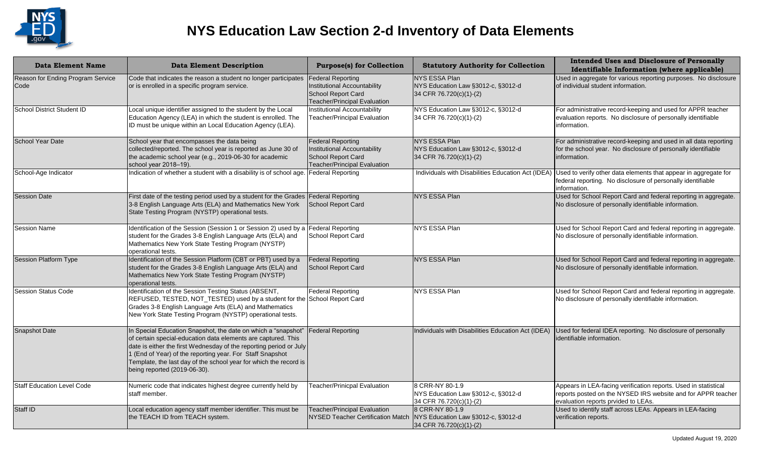# NYS Education Law Section 2-d Inventory of Data Elements

| Data Element Name | Data Element Description | Purpose(s) for Collection | Statutory Authority for Collection | Intended Uses and Disclosure of Personally Identifiable Information (where applicable) |
|---|---|---|---|---|
| Reason for Ending Program Service Code | Code that indicates the reason a student no longer participates or is enrolled in a specific program service. | Federal Reporting<br>Institutional Accountability<br>School Report Card<br>Teacher/Principal Evaluation | NYS ESSA Plan<br>NYS Education Law §3012-c, §3012-d<br>34 CFR 76.720(c)(1)-(2) | Used in aggregate for various reporting purposes. No disclosure of individual student information. |
| School District Student ID | Local unique identifier assigned to the student by the Local Education Agency (LEA) in which the student is enrolled. The ID must be unique within an Local Education Agency (LEA). | Institutional Accountability<br>Teacher/Principal Evaluation | NYS Education Law §3012-c, §3012-d<br>34 CFR 76.720(c)(1)-(2) | For administrative record-keeping and used for APPR teacher evaluation reports. No disclosure of personally identifiable information. |
| School Year Date | School year that encompasses the data being collected/reported. The school year is reported as June 30 of the academic school year (e.g., 2019-06-30 for academic school year 2018–19). | Federal Reporting<br>Institutional Accountability<br>School Report Card<br>Teacher/Principal Evaluation | NYS ESSA Plan<br>NYS Education Law §3012-c, §3012-d<br>34 CFR 76.720(c)(1)-(2) | For administrative record-keeping and used in all data reporting for the school year. No disclosure of personally identifiable information. |
| School-Age Indicator | Indication of whether a student with a disability is of school age. | Federal Reporting | Individuals with Disabilities Education Act (IDEA) | Used to verify other data elements that appear in aggregate for federal reporting. No disclosure of personally identifiable information. |
| Session Date | First date of the testing period used by a student for the Grades 3-8 English Language Arts (ELA) and Mathematics New York State Testing Program (NYSTP) operational tests. | Federal Reporting<br>School Report Card | NYS ESSA Plan | Used for School Report Card and federal reporting in aggregate. No disclosure of personally identifiable information. |
| Session Name | Identification of the Session (Session 1 or Session 2) used by a student for the Grades 3-8 English Language Arts (ELA) and Mathematics New York State Testing Program (NYSTP) operational tests. | Federal Reporting<br>School Report Card | NYS ESSA Plan | Used for School Report Card and federal reporting in aggregate. No disclosure of personally identifiable information. |
| Session Platform Type | Identification of the Session Platform (CBT or PBT) used by a student for the Grades 3-8 English Language Arts (ELA) and Mathematics New York State Testing Program (NYSTP) operational tests. | Federal Reporting<br>School Report Card | NYS ESSA Plan | Used for School Report Card and federal reporting in aggregate. No disclosure of personally identifiable information. |
| Session Status Code | Identification of the Session Testing Status (ABSENT, REFUSED, TESTED, NOT_TESTED) used by a student for the Grades 3-8 English Language Arts (ELA) and Mathematics New York State Testing Program (NYSTP) operational tests. | Federal Reporting<br>School Report Card | NYS ESSA Plan | Used for School Report Card and federal reporting in aggregate. No disclosure of personally identifiable information. |
| Snapshot Date | In Special Education Snapshot, the date on which a "snapshot" of certain special-education data elements are captured. This date is either the first Wednesday of the reporting period or July 1 (End of Year) of the reporting year. For Staff Snapshot Template, the last day of the school year for which the record is being reported (2019-06-30). | Federal Reporting | Individuals with Disabilities Education Act (IDEA) | Used for federal IDEA reporting. No disclosure of personally identifiable information. |
| Staff Education Level Code | Numeric code that indicates highest degree currently held by staff member. | Teacher/Prinicpal Evaluation | 8 CRR-NY 80-1.9<br>NYS Education Law §3012-c, §3012-d<br>34 CFR 76.720(c)(1)-(2) | Appears in LEA-facing verification reports. Used in statistical reports posted on the NYSED IRS website and for APPR teacher evaluation reports prvided to LEAs. |
| Staff ID | Local education agency staff member identifier. This must be the TEACH ID from TEACH system. | Teacher/Principal Evaluation<br>NYSED Teacher Certification Match | 8 CRR-NY 80-1.9<br>NYS Education Law §3012-c, §3012-d<br>34 CFR 76.720(c)(1)-(2) | Used to identify staff across LEAs. Appears in LEA-facing verification reports. |

Updated August 19, 2020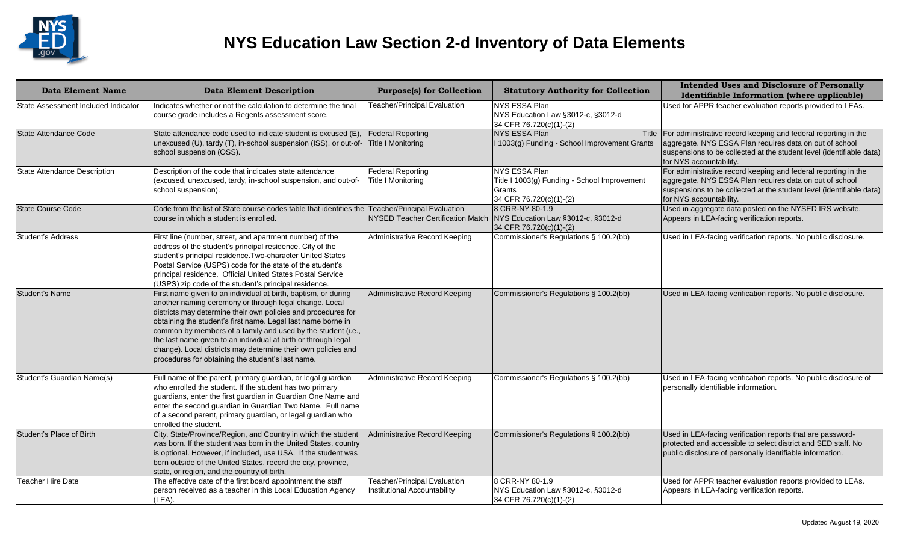# NYS Education Law Section 2-d Inventory of Data Elements

| Data Element Name | Data Element Description | Purpose(s) for Collection | Statutory Authority for Collection | Intended Uses and Disclosure of Personally Identifiable Information (where applicable) |
|---|---|---|---|---|
| State Assessment Included Indicator | Indicates whether or not the calculation to determine the final course grade includes a Regents assessment score. | Teacher/Principal Evaluation | NYS ESSA Plan<br>NYS Education Law §3012-c, §3012-d<br>34 CFR 76.720(c)(1)-(2) | Used for APPR teacher evaluation reports provided to LEAs. |
| State Attendance Code | State attendance code used to indicate student is excused (E), unexcused (U), tardy (T), in-school suspension (ISS), or out-of-school suspension (OSS). | Federal Reporting<br>Title I Monitoring | NYS ESSA Plan Title I 1003(g) Funding - School Improvement Grants | For administrative record keeping and federal reporting in the aggregate. NYS ESSA Plan requires data on out of school suspensions to be collected at the student level (identifiable data) for NYS accountability. |
| State Attendance Description | Description of the code that indicates state attendance (excused, unexcused, tardy, in-school suspension, and out-of-school suspension). | Federal Reporting<br>Title I Monitoring | NYS ESSA Plan<br>Title I 1003(g) Funding - School Improvement Grants<br>34 CFR 76.720(c)(1)-(2) | For administrative record keeping and federal reporting in the aggregate. NYS ESSA Plan requires data on out of school suspensions to be collected at the student level (identifiable data) for NYS accountability. |
| State Course Code | Code from the list of State course codes table that identifies the course in which a student is enrolled. | Teacher/Principal Evaluation<br>NYSED Teacher Certification Match | 8 CRR-NY 80-1.9<br>NYS Education Law §3012-c, §3012-d<br>34 CFR 76.720(c)(1)-(2) | Used in aggregate data posted on the NYSED IRS website. Appears in LEA-facing verification reports. |
| Student's Address | First line (number, street, and apartment number) of the address of the student's principal residence. City of the student's principal residence.Two-character United States Postal Service (USPS) code for the state of the student's principal residence. Official United States Postal Service (USPS) zip code of the student's principal residence. | Administrative Record Keeping | Commissioner's Regulations § 100.2(bb) | Used in LEA-facing verification reports. No public disclosure. |
| Student's Name | First name given to an individual at birth, baptism, or during another naming ceremony or through legal change. Local districts may determine their own policies and procedures for obtaining the student's first name. Legal last name borne in common by members of a family and used by the student (i.e., the last name given to an individual at birth or through legal change). Local districts may determine their own policies and procedures for obtaining the student's last name. | Administrative Record Keeping | Commissioner's Regulations § 100.2(bb) | Used in LEA-facing verification reports. No public disclosure. |
| Student's Guardian Name(s) | Full name of the parent, primary guardian, or legal guardian who enrolled the student. If the student has two primary guardians, enter the first guardian in Guardian One Name and enter the second guardian in Guardian Two Name. Full name of a second parent, primary guardian, or legal guardian who enrolled the student. | Administrative Record Keeping | Commissioner's Regulations § 100.2(bb) | Used in LEA-facing verification reports. No public disclosure of personally identifiable information. |
| Student's Place of Birth | City, State/Province/Region, and Country in which the student was born. If the student was born in the United States, country is optional. However, if included, use USA. If the student was born outside of the United States, record the city, province, state, or region, and the country of birth. | Administrative Record Keeping | Commissioner's Regulations § 100.2(bb) | Used in LEA-facing verification reports that are password-protected and accessible to select district and SED staff. No public disclosure of personally identifiable information. |
| Teacher Hire Date | The effective date of the first board appointment the staff person received as a teacher in this Local Education Agency (LEA). | Teacher/Principal Evaluation<br>Institutional Accountability | 8 CRR-NY 80-1.9<br>NYS Education Law §3012-c, §3012-d<br>34 CFR 76.720(c)(1)-(2) | Used for APPR teacher evaluation reports provided to LEAs. Appears in LEA-facing verification reports. |

Updated August 19, 2020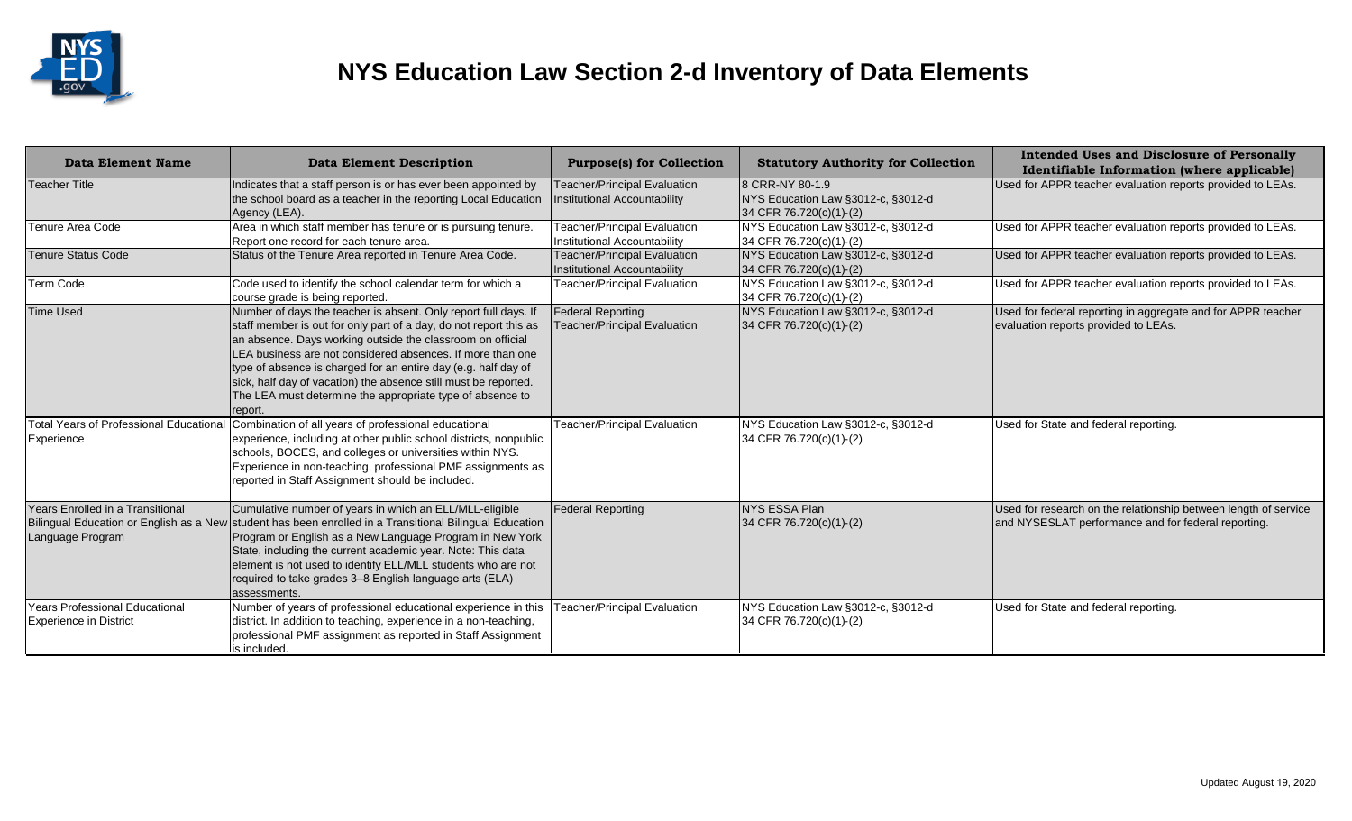# NYS Education Law Section 2-d Inventory of Data Elements

| Data Element Name | Data Element Description | Purpose(s) for Collection | Statutory Authority for Collection | Intended Uses and Disclosure of Personally Identifiable Information (where applicable) |
|---|---|---|---|---|
| Teacher Title | Indicates that a staff person is or has ever been appointed by the school board as a teacher in the reporting Local Education Agency (LEA). | Teacher/Principal Evaluation<br>Institutional Accountability | 8 CRR-NY 80-1.9<br>NYS Education Law §3012-c, §3012-d<br>34 CFR 76.720(c)(1)-(2) | Used for APPR teacher evaluation reports provided to LEAs. |
| Tenure Area Code | Area in which staff member has tenure or is pursuing tenure. Report one record for each tenure area. | Teacher/Principal Evaluation<br>Institutional Accountability | NYS Education Law §3012-c, §3012-d<br>34 CFR 76.720(c)(1)-(2) | Used for APPR teacher evaluation reports provided to LEAs. |
| Tenure Status Code | Status of the Tenure Area reported in Tenure Area Code. | Teacher/Principal Evaluation<br>Institutional Accountability | NYS Education Law §3012-c, §3012-d<br>34 CFR 76.720(c)(1)-(2) | Used for APPR teacher evaluation reports provided to LEAs. |
| Term Code | Code used to identify the school calendar term for which a course grade is being reported. | Teacher/Principal Evaluation | NYS Education Law §3012-c, §3012-d<br>34 CFR 76.720(c)(1)-(2) | Used for APPR teacher evaluation reports provided to LEAs. |
| Time Used | Number of days the teacher is absent. Only report full days. If staff member is out for only part of a day, do not report this as an absence. Days working outside the classroom on official LEA business are not considered absences. If more than one type of absence is charged for an entire day (e.g. half day of sick, half day of vacation) the absence still must be reported. The LEA must determine the appropriate type of absence to report. | Federal Reporting<br>Teacher/Principal Evaluation | NYS Education Law §3012-c, §3012-d<br>34 CFR 76.720(c)(1)-(2) | Used for federal reporting in aggregate and for APPR teacher evaluation reports provided to LEAs. |
| Total Years of Professional Educational Experience | Combination of all years of professional educational experience, including at other public school districts, nonpublic schools, BOCES, and colleges or universities within NYS. Experience in non-teaching, professional PMF assignments as reported in Staff Assignment should be included. | Teacher/Principal Evaluation | NYS Education Law §3012-c, §3012-d<br>34 CFR 76.720(c)(1)-(2) | Used for State and federal reporting. |
| Years Enrolled in a Transitional Bilingual Education or English as a New Language Program | Cumulative number of years in which an ELL/MLL-eligible student has been enrolled in a Transitional Bilingual Education Program or English as a New Language Program in New York State, including the current academic year. Note: This data element is not used to identify ELL/MLL students who are not required to take grades 3–8 English language arts (ELA) assessments. | Federal Reporting | NYS ESSA Plan<br>34 CFR 76.720(c)(1)-(2) | Used for research on the relationship between length of service and NYSESLAT performance and for federal reporting. |
| Years Professional Educational Experience in District | Number of years of professional educational experience in this district. In addition to teaching, experience in a non-teaching, professional PMF assignment as reported in Staff Assignment is included. | Teacher/Principal Evaluation | NYS Education Law §3012-c, §3012-d<br>34 CFR 76.720(c)(1)-(2) | Used for State and federal reporting. |

Updated August 19, 2020